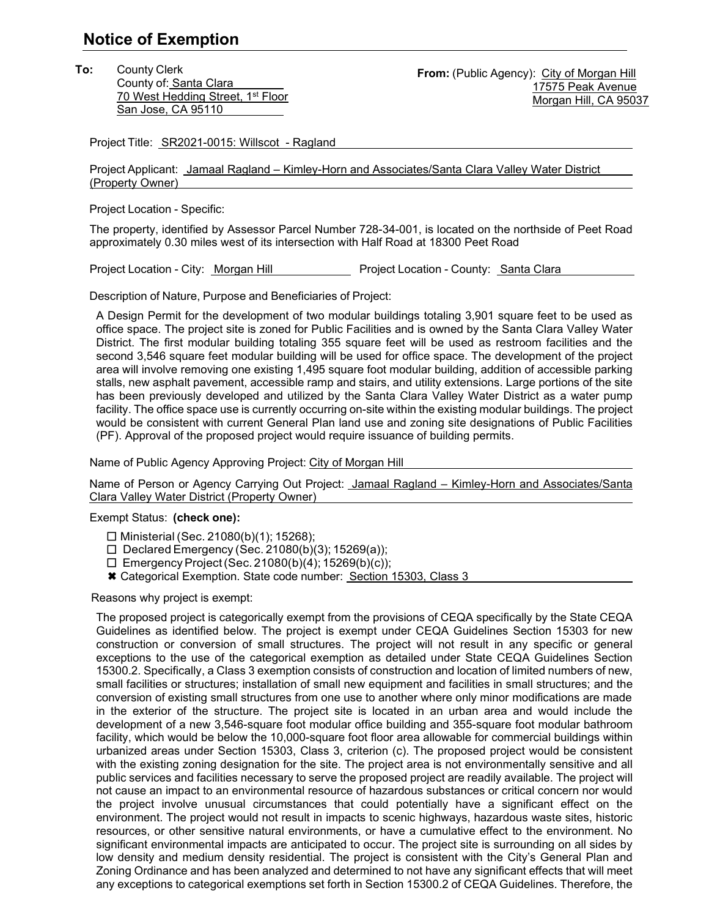# Notice of Exemption

**To:** County Clerk
County of: Santa Clara
70 West Hedding Street, 1st Floor
San Jose, CA 95110

**From:** (Public Agency): City of Morgan Hill
17575 Peak Avenue
Morgan Hill, CA 95037

Project Title: SR2021-0015: Willscot - Ragland

Project Applicant: Jamaal Ragland – Kimley-Horn and Associates/Santa Clara Valley Water District (Property Owner)

Project Location - Specific:

The property, identified by Assessor Parcel Number 728-34-001, is located on the northside of Peet Road approximately 0.30 miles west of its intersection with Half Road at 18300 Peet Road

Project Location - City: Morgan Hill    Project Location - County: Santa Clara

Description of Nature, Purpose and Beneficiaries of Project:

A Design Permit for the development of two modular buildings totaling 3,901 square feet to be used as office space. The project site is zoned for Public Facilities and is owned by the Santa Clara Valley Water District. The first modular building totaling 355 square feet will be used as restroom facilities and the second 3,546 square feet modular building will be used for office space. The development of the project area will involve removing one existing 1,495 square foot modular building, addition of accessible parking stalls, new asphalt pavement, accessible ramp and stairs, and utility extensions. Large portions of the site has been previously developed and utilized by the Santa Clara Valley Water District as a water pump facility. The office space use is currently occurring on-site within the existing modular buildings. The project would be consistent with current General Plan land use and zoning site designations of Public Facilities (PF). Approval of the proposed project would require issuance of building permits.

Name of Public Agency Approving Project: City of Morgan Hill

Name of Person or Agency Carrying Out Project: Jamaal Ragland – Kimley-Horn and Associates/Santa Clara Valley Water District (Property Owner)

Exempt Status: **(check one):**

- ☐ Ministerial (Sec. 21080(b)(1); 15268);
- ☐ Declared Emergency (Sec. 21080(b)(3); 15269(a));
- ☐ Emergency Project (Sec. 21080(b)(4); 15269(b)(c));
- ✖ Categorical Exemption. State code number: Section 15303, Class 3

Reasons why project is exempt:

The proposed project is categorically exempt from the provisions of CEQA specifically by the State CEQA Guidelines as identified below. The project is exempt under CEQA Guidelines Section 15303 for new construction or conversion of small structures. The project will not result in any specific or general exceptions to the use of the categorical exemption as detailed under State CEQA Guidelines Section 15300.2. Specifically, a Class 3 exemption consists of construction and location of limited numbers of new, small facilities or structures; installation of small new equipment and facilities in small structures; and the conversion of existing small structures from one use to another where only minor modifications are made in the exterior of the structure. The project site is located in an urban area and would include the development of a new 3,546-square foot modular office building and 355-square foot modular bathroom facility, which would be below the 10,000-square foot floor area allowable for commercial buildings within urbanized areas under Section 15303, Class 3, criterion (c). The proposed project would be consistent with the existing zoning designation for the site. The project area is not environmentally sensitive and all public services and facilities necessary to serve the proposed project are readily available. The project will not cause an impact to an environmental resource of hazardous substances or critical concern nor would the project involve unusual circumstances that could potentially have a significant effect on the environment. The project would not result in impacts to scenic highways, hazardous waste sites, historic resources, or other sensitive natural environments, or have a cumulative effect to the environment. No significant environmental impacts are anticipated to occur. The project site is surrounding on all sides by low density and medium density residential. The project is consistent with the City's General Plan and Zoning Ordinance and has been analyzed and determined to not have any significant effects that will meet any exceptions to categorical exemptions set forth in Section 15300.2 of CEQA Guidelines. Therefore, the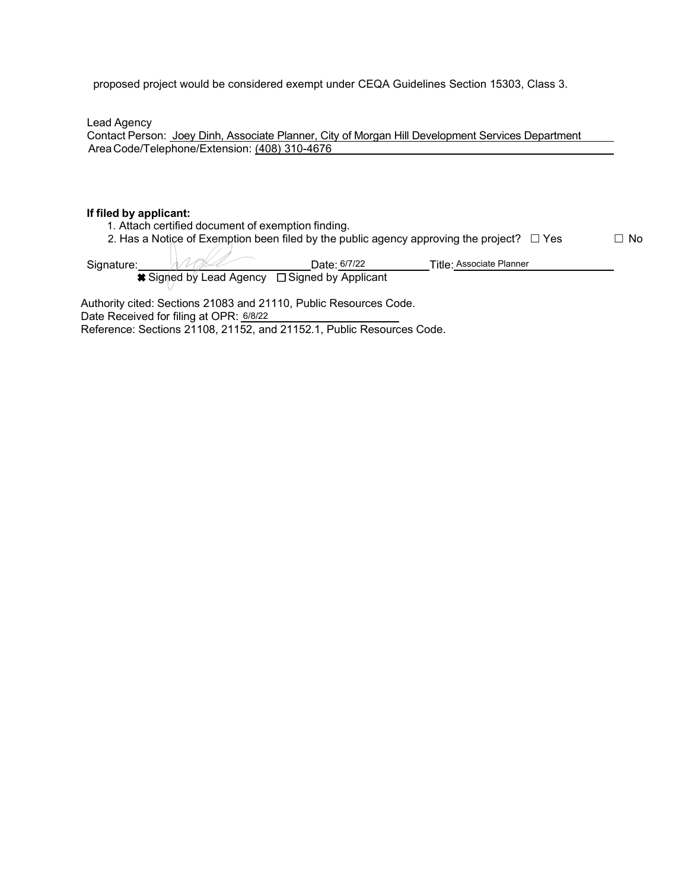proposed project would be considered exempt under CEQA Guidelines Section 15303, Class 3.

Lead Agency
Contact Person: Joey Dinh, Associate Planner, City of Morgan Hill Development Services Department
Area Code/Telephone/Extension: (408) 310-4676

**If filed by applicant:**

1. Attach certified document of exemption finding.
2. Has a Notice of Exemption been filed by the public agency approving the project? ☐ Yes ☐ No

Signature: ____________ Date: 6/7/22 Title: Associate Planner

✖ Signed by Lead Agency ☐ Signed by Applicant

Authority cited: Sections 21083 and 21110, Public Resources Code.
Date Received for filing at OPR: 6/8/22
Reference: Sections 21108, 21152, and 21152.1, Public Resources Code.